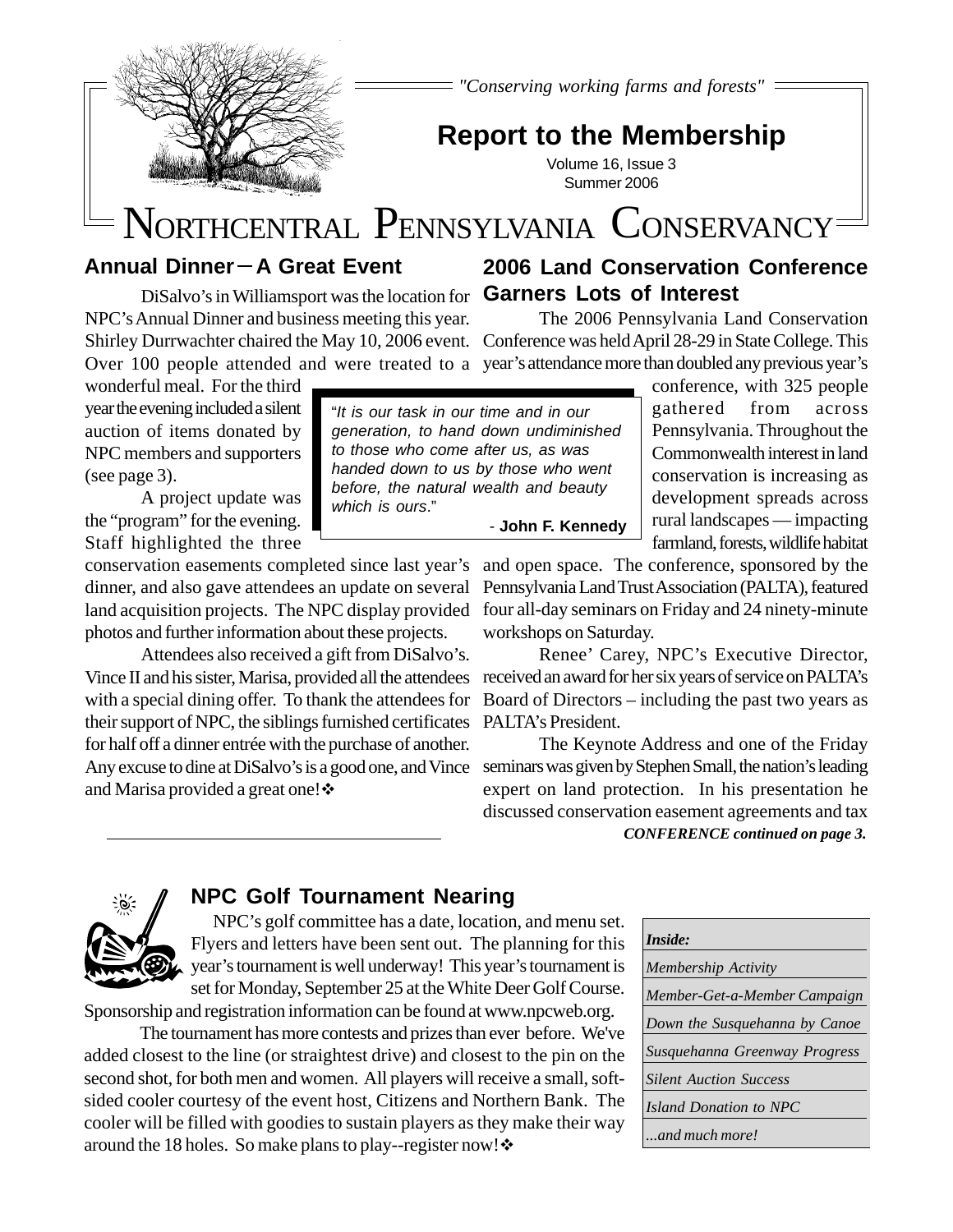*"Conserving working farms and forests"*

# Report to the Membership

Volume 16, Issue 3
Summer 2006

# NORTHCENTRAL PENNSYLVANIA CONSERVANCY

## Annual Dinner – A Great Event

DiSalvo's in Williamsport was the location for NPC's Annual Dinner and business meeting this year. Shirley Durrwachter chaired the May 10, 2006 event. Over 100 people attended and were treated to a wonderful meal. For the third year the evening included a silent auction of items donated by NPC members and supporters (see page 3).

A project update was the "program" for the evening. Staff highlighted the three conservation easements completed since last year's dinner, and also gave attendees an update on several land acquisition projects. The NPC display provided photos and further information about these projects.

Attendees also received a gift from DiSalvo's. Vince II and his sister, Marisa, provided all the attendees with a special dining offer. To thank the attendees for their support of NPC, the siblings furnished certificates for half off a dinner entrée with the purchase of another. Any excuse to dine at DiSalvo's is a good one, and Vince and Marisa provided a great one! ❖

> "*It is our task in our time and in our generation, to hand down undiminished to those who come after us, as was handed down to us by those who went before, the natural wealth and beauty which is ours*."
>
> - **John F. Kennedy**

## 2006 Land Conservation Conference Garners Lots of Interest

The 2006 Pennsylvania Land Conservation Conference was held April 28-29 in State College. This year's attendance more than doubled any previous year's conference, with 325 people gathered from across Pennsylvania. Throughout the Commonwealth interest in land conservation is increasing as development spreads across rural landscapes — impacting farmland, forests, wildlife habitat and open space. The conference, sponsored by the Pennsylvania Land Trust Association (PALTA), featured four all-day seminars on Friday and 24 ninety-minute workshops on Saturday.

Renee' Carey, NPC's Executive Director, received an award for her six years of service on PALTA's Board of Directors – including the past two years as PALTA's President.

The Keynote Address and one of the Friday seminars was given by Stephen Small, the nation's leading expert on land protection. In his presentation he discussed conservation easement agreements and tax

***CONFERENCE continued on page 3.***

## NPC Golf Tournament Nearing

NPC's golf committee has a date, location, and menu set. Flyers and letters have been sent out. The planning for this year's tournament is well underway! This year's tournament is set for Monday, September 25 at the White Deer Golf Course. Sponsorship and registration information can be found at www.npcweb.org.

The tournament has more contests and prizes than ever before. We've added closest to the line (or straightest drive) and closest to the pin on the second shot, for both men and women. All players will receive a small, soft-sided cooler courtesy of the event host, Citizens and Northern Bank. The cooler will be filled with goodies to sustain players as they make their way around the 18 holes. So make plans to play--register now! ❖

| ***Inside:*** |
|---|
| *Membership Activity* |
| *Member-Get-a-Member Campaign* |
| *Down the Susquehanna by Canoe* |
| *Susquehanna Greenway Progress* |
| *Silent Auction Success* |
| *Island Donation to NPC* |
| *...and much more!* |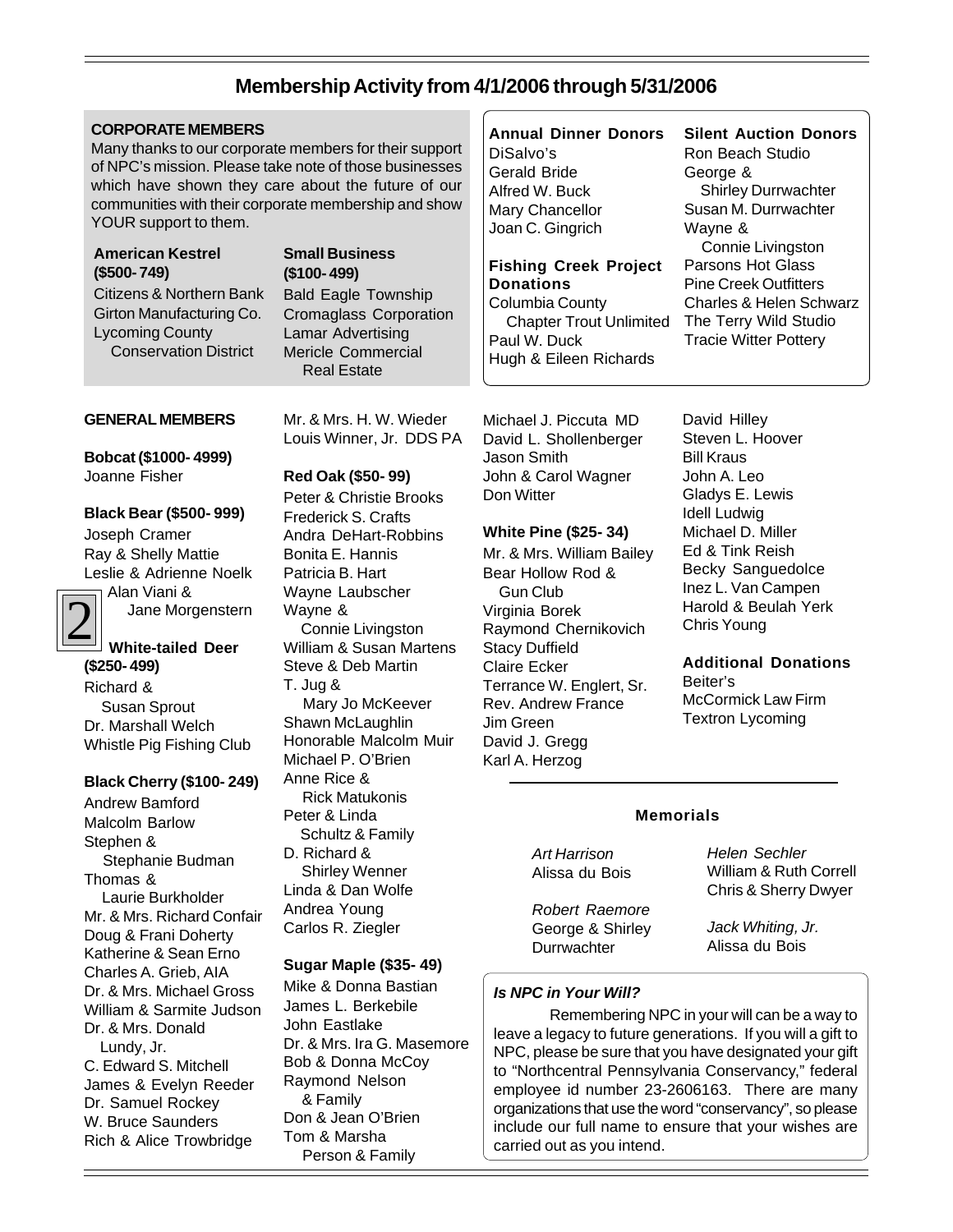# Membership Activity from 4/1/2006 through 5/31/2006

## CORPORATE MEMBERS

Many thanks to our corporate members for their support of NPC's mission. Please take note of those businesses which have shown they care about the future of our communities with their corporate membership and show YOUR support to them.

**American Kestrel ($500- 749)**

Citizens & Northern Bank
Girton Manufacturing Co.
Lycoming County Conservation District

**Small Business ($100- 499)**

Bald Eagle Township
Cromaglass Corporation
Lamar Advertising
Mericle Commercial Real Estate

**Annual Dinner Donors**

DiSalvo's
Gerald Bride
Alfred W. Buck
Mary Chancellor
Joan C. Gingrich

**Fishing Creek Project Donations**

Columbia County Chapter Trout Unlimited
Paul W. Duck
Hugh & Eileen Richards

**Silent Auction Donors**

Ron Beach Studio
George & Shirley Durrwachter
Susan M. Durrwachter
Wayne & Connie Livingston
Parsons Hot Glass
Pine Creek Outfitters
Charles & Helen Schwarz
The Terry Wild Studio
Tracie Witter Pottery

## GENERAL MEMBERS

**Bobcat ($1000- 4999)**

Joanne Fisher

**Black Bear ($500- 999)**

Joseph Cramer
Ray & Shelly Mattie
Leslie & Adrienne Noelk
Alan Viani & Jane Morgenstern

**White-tailed Deer ($250- 499)**

Richard & Susan Sprout
Dr. Marshall Welch
Whistle Pig Fishing Club

**Black Cherry ($100- 249)**

Andrew Bamford
Malcolm Barlow
Stephen & Stephanie Budman
Thomas & Laurie Burkholder
Mr. & Mrs. Richard Confair
Doug & Frani Doherty
Katherine & Sean Erno
Charles A. Grieb, AIA
Dr. & Mrs. Michael Gross
William & Sarmite Judson
Dr. & Mrs. Donald Lundy, Jr.
C. Edward S. Mitchell
James & Evelyn Reeder
Dr. Samuel Rockey
W. Bruce Saunders
Rich & Alice Trowbridge
Mr. & Mrs. H. W. Wieder
Louis Winner, Jr. DDS PA

**Red Oak ($50- 99)**

Peter & Christie Brooks
Frederick S. Crafts
Andra DeHart-Robbins
Bonita E. Hannis
Patricia B. Hart
Wayne Laubscher
Wayne & Connie Livingston
William & Susan Martens
Steve & Deb Martin
T. Jug & Mary Jo McKeever
Shawn McLaughlin
Honorable Malcolm Muir
Michael P. O'Brien
Anne Rice & Rick Matukonis
Peter & Linda Schultz & Family
D. Richard & Shirley Wenner
Linda & Dan Wolfe
Andrea Young
Carlos R. Ziegler

**Sugar Maple ($35- 49)**

Mike & Donna Bastian
James L. Berkebile
John Eastlake
Dr. & Mrs. Ira G. Masemore
Bob & Donna McCoy
Raymond Nelson & Family
Don & Jean O'Brien
Tom & Marsha Person & Family
Michael J. Piccuta MD
David L. Shollenberger
Jason Smith
John & Carol Wagner
Don Witter

**White Pine ($25- 34)**

Mr. & Mrs. William Bailey
Bear Hollow Rod & Gun Club
Virginia Borek
Raymond Chernikovich
Stacy Duffield
Claire Ecker
Terrance W. Englert, Sr.
Rev. Andrew France
Jim Green
David J. Gregg
Karl A. Herzog
David Hilley
Steven L. Hoover
Bill Kraus
John A. Leo
Gladys E. Lewis
Idell Ludwig
Michael D. Miller
Ed & Tink Reish
Becky Sanguedolce
Inez L. Van Campen
Harold & Beulah Yerk
Chris Young

**Additional Donations**

Beiter's
McCormick Law Firm
Textron Lycoming

## Memorials

*Art Harrison*
Alissa du Bois

*Robert Raemore*
George & Shirley Durrwachter

*Helen Sechler*
William & Ruth Correll
Chris & Sherry Dwyer

*Jack Whiting, Jr.*
Alissa du Bois

### *Is NPC in Your Will?*

Remembering NPC in your will can be a way to leave a legacy to future generations. If you will a gift to NPC, please be sure that you have designated your gift to "Northcentral Pennsylvania Conservancy," federal employee id number 23-2606163. There are many organizations that use the word "conservancy", so please include our full name to ensure that your wishes are carried out as you intend.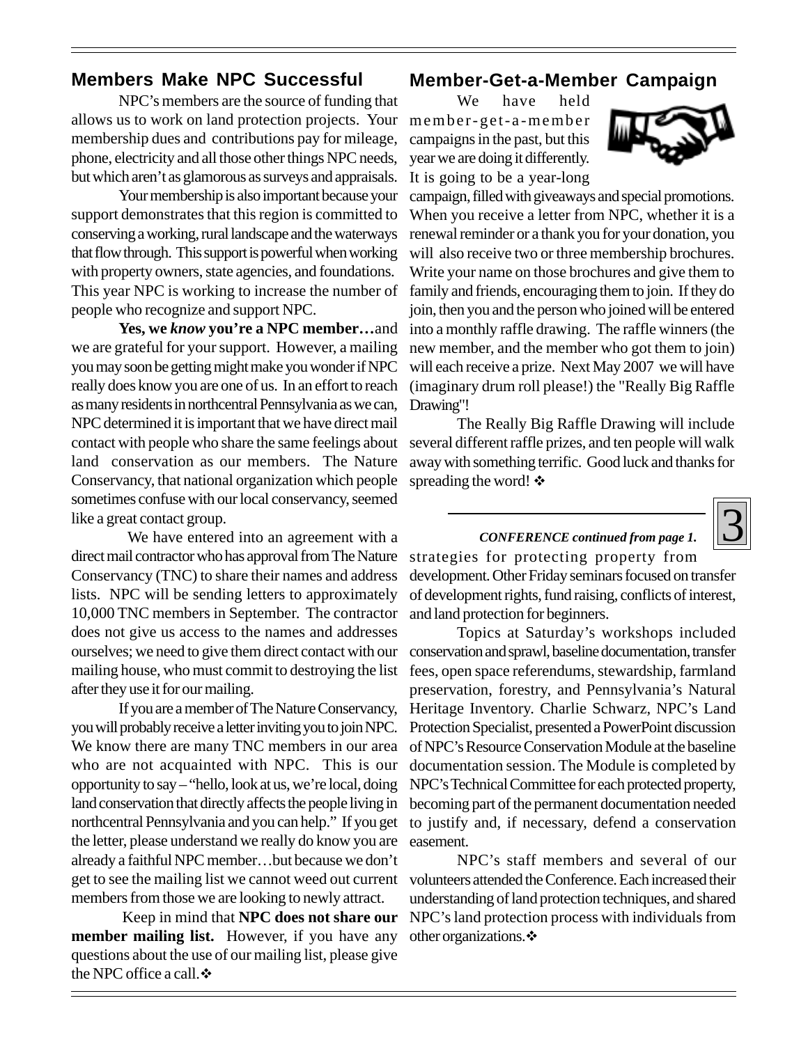## Members Make NPC Successful

NPC's members are the source of funding that allows us to work on land protection projects. Your membership dues and contributions pay for mileage, phone, electricity and all those other things NPC needs, but which aren't as glamorous as surveys and appraisals.

Your membership is also important because your support demonstrates that this region is committed to conserving a working, rural landscape and the waterways that flow through. This support is powerful when working with property owners, state agencies, and foundations. This year NPC is working to increase the number of people who recognize and support NPC.

**Yes, we *know* you're a NPC member…**and we are grateful for your support. However, a mailing you may soon be getting might make you wonder if NPC really does know you are one of us. In an effort to reach as many residents in northcentral Pennsylvania as we can, NPC determined it is important that we have direct mail contact with people who share the same feelings about land conservation as our members. The Nature Conservancy, that national organization which people sometimes confuse with our local conservancy, seemed like a great contact group.

We have entered into an agreement with a direct mail contractor who has approval from The Nature Conservancy (TNC) to share their names and address lists. NPC will be sending letters to approximately 10,000 TNC members in September. The contractor does not give us access to the names and addresses ourselves; we need to give them direct contact with our mailing house, who must commit to destroying the list after they use it for our mailing.

If you are a member of The Nature Conservancy, you will probably receive a letter inviting you to join NPC. We know there are many TNC members in our area who are not acquainted with NPC. This is our opportunity to say – "hello, look at us, we're local, doing land conservation that directly affects the people living in northcentral Pennsylvania and you can help." If you get the letter, please understand we really do know you are already a faithful NPC member…but because we don't get to see the mailing list we cannot weed out current members from those we are looking to newly attract.

Keep in mind that **NPC does not share our member mailing list.** However, if you have any questions about the use of our mailing list, please give the NPC office a call.❖

## Member-Get-a-Member Campaign

We have held member-get-a-member campaigns in the past, but this year we are doing it differently. It is going to be a year-long campaign, filled with giveaways and special promotions. When you receive a letter from NPC, whether it is a renewal reminder or a thank you for your donation, you will also receive two or three membership brochures. Write your name on those brochures and give them to family and friends, encouraging them to join. If they do join, then you and the person who joined will be entered into a monthly raffle drawing. The raffle winners (the new member, and the member who got them to join) will each receive a prize. Next May 2007 we will have (imaginary drum roll please!) the "Really Big Raffle Drawing"!

The Really Big Raffle Drawing will include several different raffle prizes, and ten people will walk away with something terrific. Good luck and thanks for spreading the word! ❖

***CONFERENCE continued from page 1.***

strategies for protecting property from development. Other Friday seminars focused on transfer of development rights, fund raising, conflicts of interest, and land protection for beginners.

Topics at Saturday's workshops included conservation and sprawl, baseline documentation, transfer fees, open space referendums, stewardship, farmland preservation, forestry, and Pennsylvania's Natural Heritage Inventory. Charlie Schwarz, NPC's Land Protection Specialist, presented a PowerPoint discussion of NPC's Resource Conservation Module at the baseline documentation session. The Module is completed by NPC's Technical Committee for each protected property, becoming part of the permanent documentation needed to justify and, if necessary, defend a conservation easement.

NPC's staff members and several of our volunteers attended the Conference. Each increased their understanding of land protection techniques, and shared NPC's land protection process with individuals from other organizations.❖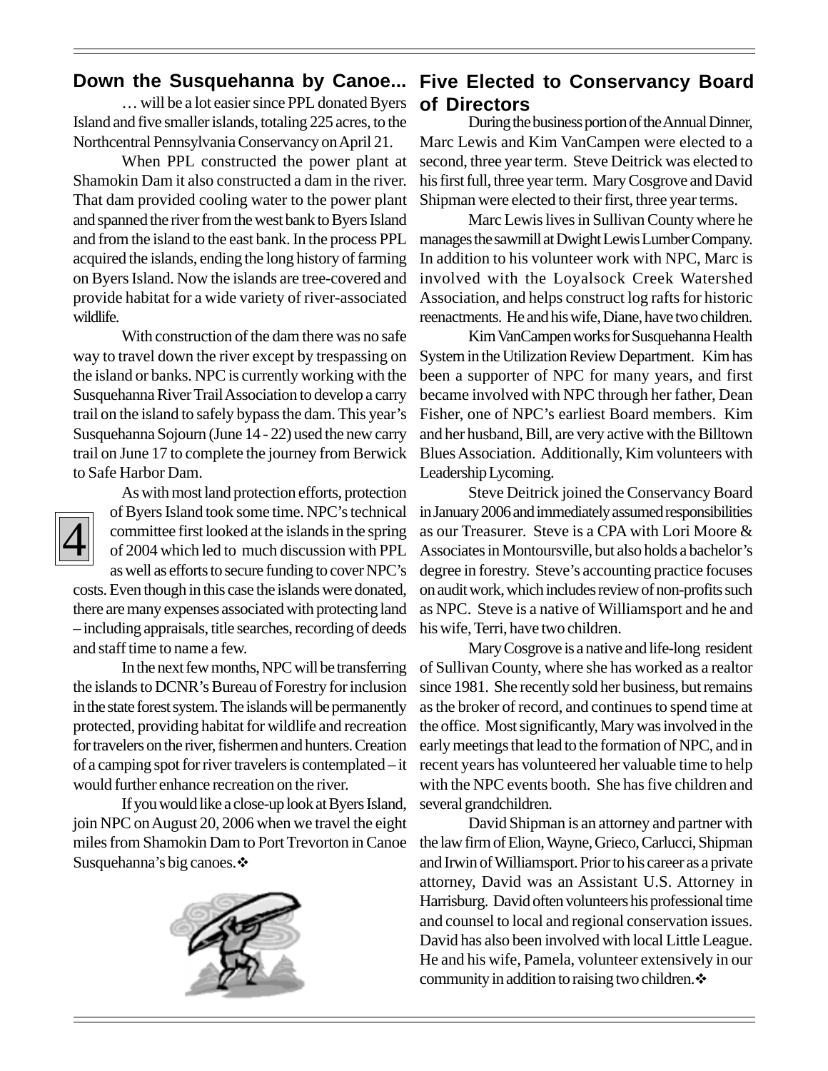## Down the Susquehanna by Canoe...

… will be a lot easier since PPL donated Byers Island and five smaller islands, totaling 225 acres, to the Northcentral Pennsylvania Conservancy on April 21.

When PPL constructed the power plant at Shamokin Dam it also constructed a dam in the river. That dam provided cooling water to the power plant and spanned the river from the west bank to Byers Island and from the island to the east bank. In the process PPL acquired the islands, ending the long history of farming on Byers Island. Now the islands are tree-covered and provide habitat for a wide variety of river-associated wildlife.

With construction of the dam there was no safe way to travel down the river except by trespassing on the island or banks. NPC is currently working with the Susquehanna River Trail Association to develop a carry trail on the island to safely bypass the dam. This year's Susquehanna Sojourn (June 14 - 22) used the new carry trail on June 17 to complete the journey from Berwick to Safe Harbor Dam.

As with most land protection efforts, protection of Byers Island took some time. NPC's technical committee first looked at the islands in the spring of 2004 which led to much discussion with PPL as well as efforts to secure funding to cover NPC's costs. Even though in this case the islands were donated, there are many expenses associated with protecting land – including appraisals, title searches, recording of deeds and staff time to name a few.

In the next few months, NPC will be transferring the islands to DCNR's Bureau of Forestry for inclusion in the state forest system. The islands will be permanently protected, providing habitat for wildlife and recreation for travelers on the river, fishermen and hunters. Creation of a camping spot for river travelers is contemplated – it would further enhance recreation on the river.

If you would like a close-up look at Byers Island, join NPC on August 20, 2006 when we travel the eight miles from Shamokin Dam to Port Trevorton in Canoe Susquehanna's big canoes.❖

## Five Elected to Conservancy Board of Directors

During the business portion of the Annual Dinner, Marc Lewis and Kim VanCampen were elected to a second, three year term. Steve Deitrick was elected to his first full, three year term. Mary Cosgrove and David Shipman were elected to their first, three year terms.

Marc Lewis lives in Sullivan County where he manages the sawmill at Dwight Lewis Lumber Company. In addition to his volunteer work with NPC, Marc is involved with the Loyalsock Creek Watershed Association, and helps construct log rafts for historic reenactments. He and his wife, Diane, have two children.

Kim VanCampen works for Susquehanna Health System in the Utilization Review Department. Kim has been a supporter of NPC for many years, and first became involved with NPC through her father, Dean Fisher, one of NPC's earliest Board members. Kim and her husband, Bill, are very active with the Billtown Blues Association. Additionally, Kim volunteers with Leadership Lycoming.

Steve Deitrick joined the Conservancy Board in January 2006 and immediately assumed responsibilities as our Treasurer. Steve is a CPA with Lori Moore & Associates in Montoursville, but also holds a bachelor's degree in forestry. Steve's accounting practice focuses on audit work, which includes review of non-profits such as NPC. Steve is a native of Williamsport and he and his wife, Terri, have two children.

Mary Cosgrove is a native and life-long resident of Sullivan County, where she has worked as a realtor since 1981. She recently sold her business, but remains as the broker of record, and continues to spend time at the office. Most significantly, Mary was involved in the early meetings that lead to the formation of NPC, and in recent years has volunteered her valuable time to help with the NPC events booth. She has five children and several grandchildren.

David Shipman is an attorney and partner with the law firm of Elion, Wayne, Grieco, Carlucci, Shipman and Irwin of Williamsport. Prior to his career as a private attorney, David was an Assistant U.S. Attorney in Harrisburg. David often volunteers his professional time and counsel to local and regional conservation issues. David has also been involved with local Little League. He and his wife, Pamela, volunteer extensively in our community in addition to raising two children.❖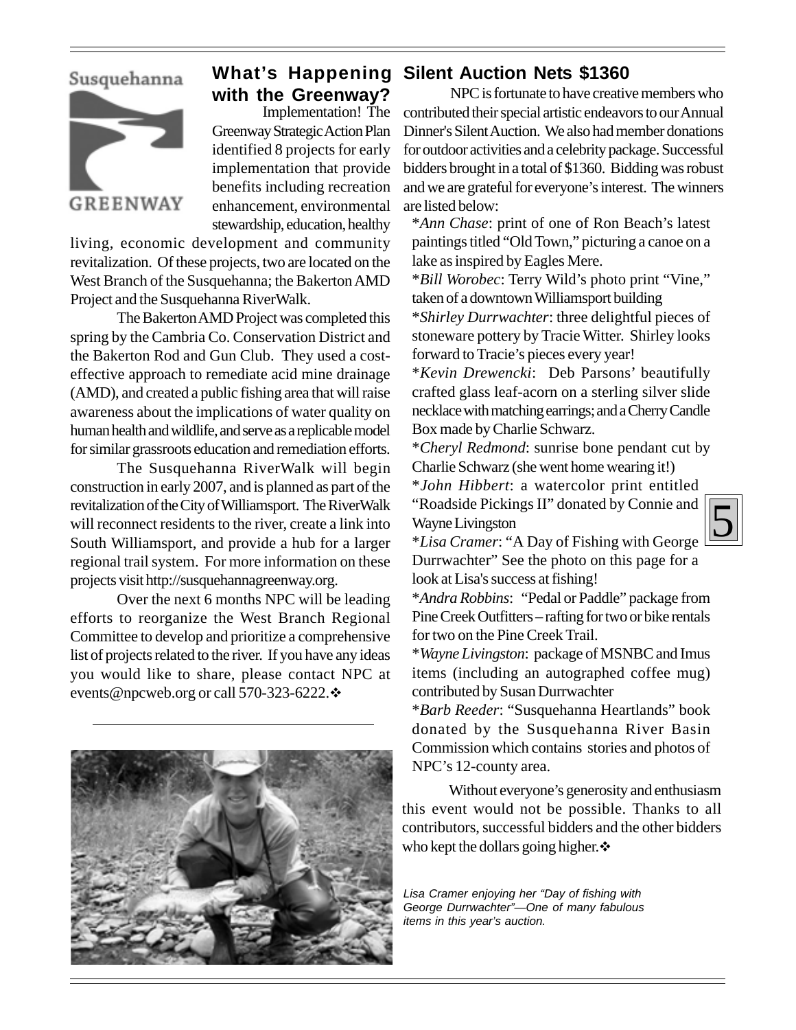## What's Happening with the Greenway?

Implementation! The Greenway Strategic Action Plan identified 8 projects for early implementation that provide benefits including recreation enhancement, environmental stewardship, education, healthy living, economic development and community revitalization. Of these projects, two are located on the West Branch of the Susquehanna; the Bakerton AMD Project and the Susquehanna RiverWalk.

The Bakerton AMD Project was completed this spring by the Cambria Co. Conservation District and the Bakerton Rod and Gun Club. They used a cost-effective approach to remediate acid mine drainage (AMD), and created a public fishing area that will raise awareness about the implications of water quality on human health and wildlife, and serve as a replicable model for similar grassroots education and remediation efforts.

The Susquehanna RiverWalk will begin construction in early 2007, and is planned as part of the revitalization of the City of Williamsport. The RiverWalk will reconnect residents to the river, create a link into South Williamsport, and provide a hub for a larger regional trail system. For more information on these projects visit http://susquehannagreenway.org.

Over the next 6 months NPC will be leading efforts to reorganize the West Branch Regional Committee to develop and prioritize a comprehensive list of projects related to the river. If you have any ideas you would like to share, please contact NPC at events@npcweb.org or call 570-323-6222.❖

## Silent Auction Nets $1360

NPC is fortunate to have creative members who contributed their special artistic endeavors to our Annual Dinner's Silent Auction. We also had member donations for outdoor activities and a celebrity package. Successful bidders brought in a total of $1360. Bidding was robust and we are grateful for everyone's interest. The winners are listed below:

*\*Ann Chase*: print of one of Ron Beach's latest paintings titled "Old Town," picturing a canoe on a lake as inspired by Eagles Mere.

*\*Bill Worobec*: Terry Wild's photo print "Vine," taken of a downtown Williamsport building

*\*Shirley Durrwachter*: three delightful pieces of stoneware pottery by Tracie Witter. Shirley looks forward to Tracie's pieces every year!

*\*Kevin Drewencki*: Deb Parsons' beautifully crafted glass leaf-acorn on a sterling silver slide necklace with matching earrings; and a Cherry Candle Box made by Charlie Schwarz.

*\*Cheryl Redmond*: sunrise bone pendant cut by Charlie Schwarz (she went home wearing it!)

*\*John Hibbert*: a watercolor print entitled "Roadside Pickings II" donated by Connie and Wayne Livingston

*\*Lisa Cramer*: "A Day of Fishing with George Durrwachter" See the photo on this page for a look at Lisa's success at fishing!

*\*Andra Robbins*: "Pedal or Paddle" package from Pine Creek Outfitters – rafting for two or bike rentals for two on the Pine Creek Trail.

*\*Wayne Livingston*: package of MSNBC and Imus items (including an autographed coffee mug) contributed by Susan Durrwachter

*\*Barb Reeder*: "Susquehanna Heartlands" book donated by the Susquehanna River Basin Commission which contains stories and photos of NPC's 12-county area.

Without everyone's generosity and enthusiasm this event would not be possible. Thanks to all contributors, successful bidders and the other bidders who kept the dollars going higher.❖

*Lisa Cramer enjoying her "Day of fishing with George Durrwachter"—One of many fabulous items in this year's auction.*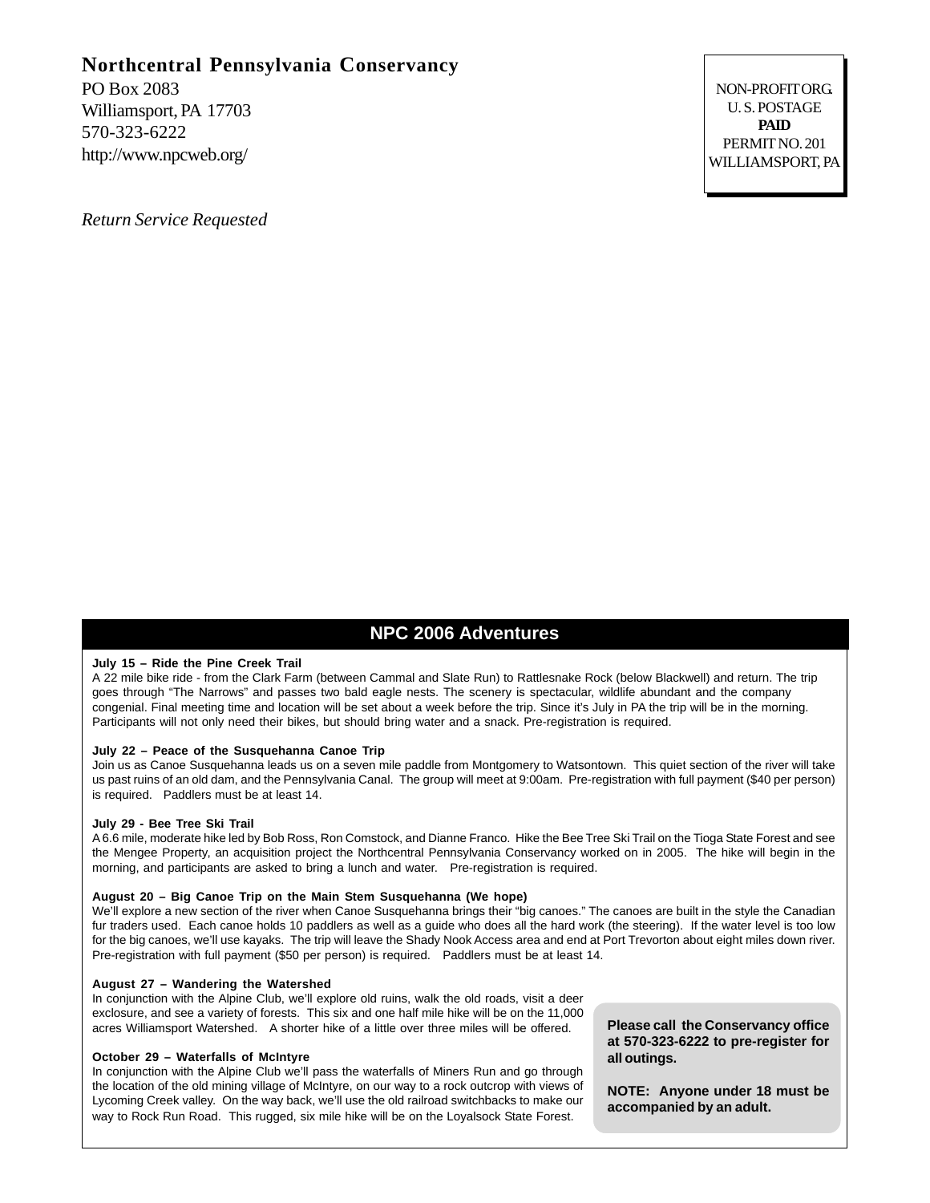**Northcentral Pennsylvania Conservancy**
PO Box 2083
Williamsport, PA 17703
570-323-6222
http://www.npcweb.org/

*Return Service Requested*

NON-PROFIT ORG.
U. S. POSTAGE
**PAID**
PERMIT NO. 201
WILLIAMSPORT, PA

## NPC 2006 Adventures

**July 15 – Ride the Pine Creek Trail**
A 22 mile bike ride - from the Clark Farm (between Cammal and Slate Run) to Rattlesnake Rock (below Blackwell) and return. The trip goes through "The Narrows" and passes two bald eagle nests. The scenery is spectacular, wildlife abundant and the company congenial. Final meeting time and location will be set about a week before the trip. Since it's July in PA the trip will be in the morning. Participants will not only need their bikes, but should bring water and a snack. Pre-registration is required.

**July 22 – Peace of the Susquehanna Canoe Trip**
Join us as Canoe Susquehanna leads us on a seven mile paddle from Montgomery to Watsontown. This quiet section of the river will take us past ruins of an old dam, and the Pennsylvania Canal. The group will meet at 9:00am. Pre-registration with full payment ($40 per person) is required. Paddlers must be at least 14.

**July 29 - Bee Tree Ski Trail**
A 6.6 mile, moderate hike led by Bob Ross, Ron Comstock, and Dianne Franco. Hike the Bee Tree Ski Trail on the Tioga State Forest and see the Mengee Property, an acquisition project the Northcentral Pennsylvania Conservancy worked on in 2005. The hike will begin in the morning, and participants are asked to bring a lunch and water. Pre-registration is required.

**August 20 – Big Canoe Trip on the Main Stem Susquehanna (We hope)**
We'll explore a new section of the river when Canoe Susquehanna brings their "big canoes." The canoes are built in the style the Canadian fur traders used. Each canoe holds 10 paddlers as well as a guide who does all the hard work (the steering). If the water level is too low for the big canoes, we'll use kayaks. The trip will leave the Shady Nook Access area and end at Port Trevorton about eight miles down river. Pre-registration with full payment ($50 per person) is required. Paddlers must be at least 14.

**August 27 – Wandering the Watershed**
In conjunction with the Alpine Club, we'll explore old ruins, walk the old roads, visit a deer exclosure, and see a variety of forests. This six and one half mile hike will be on the 11,000 acres Williamsport Watershed. A shorter hike of a little over three miles will be offered.

**October 29 – Waterfalls of McIntyre**
In conjunction with the Alpine Club we'll pass the waterfalls of Miners Run and go through the location of the old mining village of McIntyre, on our way to a rock outcrop with views of Lycoming Creek valley. On the way back, we'll use the old railroad switchbacks to make our way to Rock Run Road. This rugged, six mile hike will be on the Loyalsock State Forest.

**Please call the Conservancy office at 570-323-6222 to pre-register for all outings.**

**NOTE: Anyone under 18 must be accompanied by an adult.**